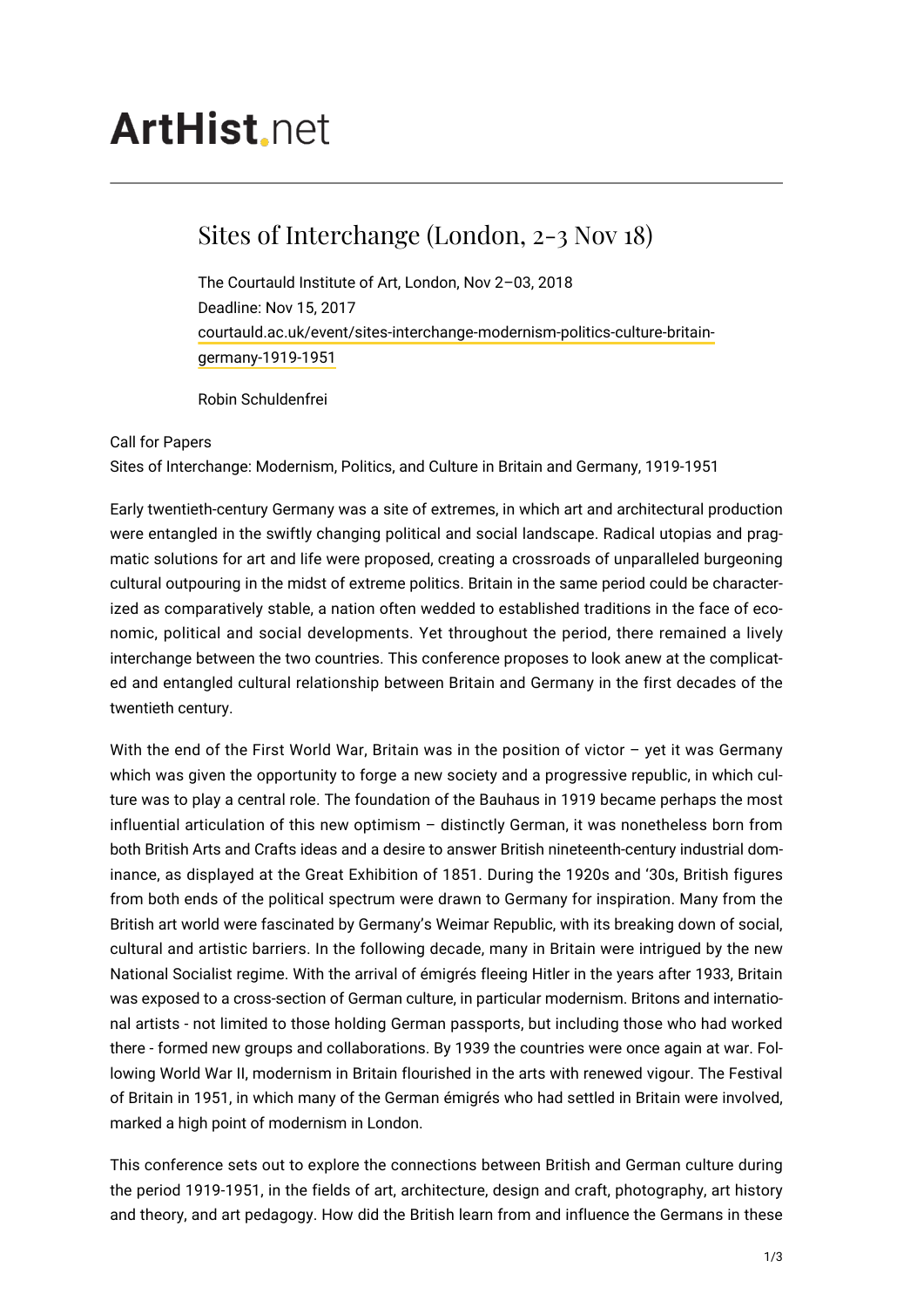# ArtHist.net

## Sites of Interchange (London, 2-3 Nov 18)

The Courtauld Institute of Art, London, Nov 2–03, 2018
Deadline: Nov 15, 2017
courtauld.ac.uk/event/sites-interchange-modernism-politics-culture-britain-germany-1919-1951

Robin Schuldenfrei

Call for Papers
Sites of Interchange: Modernism, Politics, and Culture in Britain and Germany, 1919-1951

Early twentieth-century Germany was a site of extremes, in which art and architectural production were entangled in the swiftly changing political and social landscape. Radical utopias and pragmatic solutions for art and life were proposed, creating a crossroads of unparalleled burgeoning cultural outpouring in the midst of extreme politics. Britain in the same period could be characterized as comparatively stable, a nation often wedded to established traditions in the face of economic, political and social developments. Yet throughout the period, there remained a lively interchange between the two countries. This conference proposes to look anew at the complicated and entangled cultural relationship between Britain and Germany in the first decades of the twentieth century.

With the end of the First World War, Britain was in the position of victor – yet it was Germany which was given the opportunity to forge a new society and a progressive republic, in which culture was to play a central role. The foundation of the Bauhaus in 1919 became perhaps the most influential articulation of this new optimism – distinctly German, it was nonetheless born from both British Arts and Crafts ideas and a desire to answer British nineteenth-century industrial dominance, as displayed at the Great Exhibition of 1851. During the 1920s and '30s, British figures from both ends of the political spectrum were drawn to Germany for inspiration. Many from the British art world were fascinated by Germany's Weimar Republic, with its breaking down of social, cultural and artistic barriers. In the following decade, many in Britain were intrigued by the new National Socialist regime. With the arrival of émigrés fleeing Hitler in the years after 1933, Britain was exposed to a cross-section of German culture, in particular modernism. Britons and international artists - not limited to those holding German passports, but including those who had worked there - formed new groups and collaborations. By 1939 the countries were once again at war. Following World War II, modernism in Britain flourished in the arts with renewed vigour. The Festival of Britain in 1951, in which many of the German émigrés who had settled in Britain were involved, marked a high point of modernism in London.

This conference sets out to explore the connections between British and German culture during the period 1919-1951, in the fields of art, architecture, design and craft, photography, art history and theory, and art pedagogy. How did the British learn from and influence the Germans in these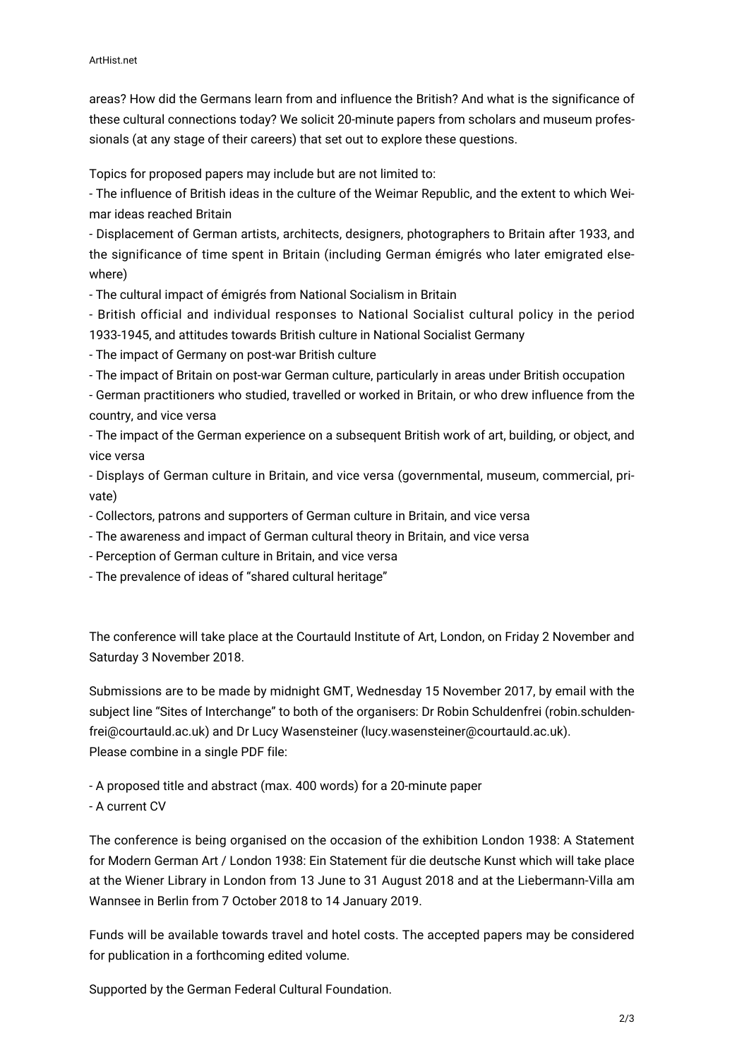areas? How did the Germans learn from and influence the British? And what is the significance of these cultural connections today? We solicit 20-minute papers from scholars and museum professionals (at any stage of their careers) that set out to explore these questions.

Topics for proposed papers may include but are not limited to:

- The influence of British ideas in the culture of the Weimar Republic, and the extent to which Weimar ideas reached Britain
- Displacement of German artists, architects, designers, photographers to Britain after 1933, and the significance of time spent in Britain (including German émigrés who later emigrated elsewhere)
- The cultural impact of émigrés from National Socialism in Britain
- British official and individual responses to National Socialist cultural policy in the period 1933-1945, and attitudes towards British culture in National Socialist Germany
- The impact of Germany on post-war British culture
- The impact of Britain on post-war German culture, particularly in areas under British occupation
- German practitioners who studied, travelled or worked in Britain, or who drew influence from the country, and vice versa
- The impact of the German experience on a subsequent British work of art, building, or object, and vice versa
- Displays of German culture in Britain, and vice versa (governmental, museum, commercial, private)
- Collectors, patrons and supporters of German culture in Britain, and vice versa
- The awareness and impact of German cultural theory in Britain, and vice versa
- Perception of German culture in Britain, and vice versa
- The prevalence of ideas of "shared cultural heritage"

The conference will take place at the Courtauld Institute of Art, London, on Friday 2 November and Saturday 3 November 2018.

Submissions are to be made by midnight GMT, Wednesday 15 November 2017, by email with the subject line "Sites of Interchange" to both of the organisers: Dr Robin Schuldenfrei (robin.schuldenfrei@courtauld.ac.uk) and Dr Lucy Wasensteiner (lucy.wasensteiner@courtauld.ac.uk).
Please combine in a single PDF file:

- A proposed title and abstract (max. 400 words) for a 20-minute paper
- A current CV

The conference is being organised on the occasion of the exhibition London 1938: A Statement for Modern German Art / London 1938: Ein Statement für die deutsche Kunst which will take place at the Wiener Library in London from 13 June to 31 August 2018 and at the Liebermann-Villa am Wannsee in Berlin from 7 October 2018 to 14 January 2019.

Funds will be available towards travel and hotel costs. The accepted papers may be considered for publication in a forthcoming edited volume.

Supported by the German Federal Cultural Foundation.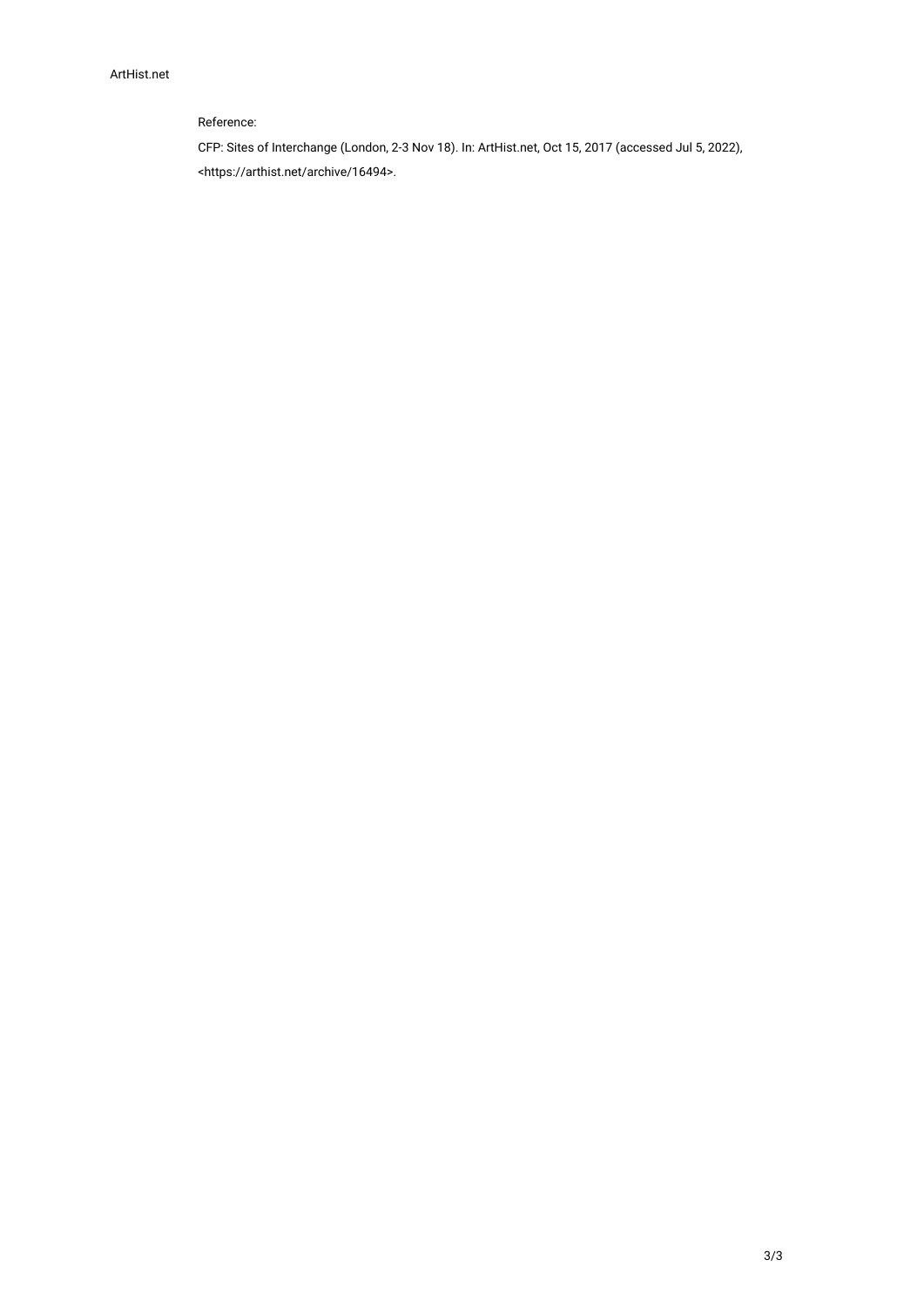Reference:

CFP: Sites of Interchange (London, 2-3 Nov 18). In: ArtHist.net, Oct 15, 2017 (accessed Jul 5, 2022), <https://arthist.net/archive/16494>.